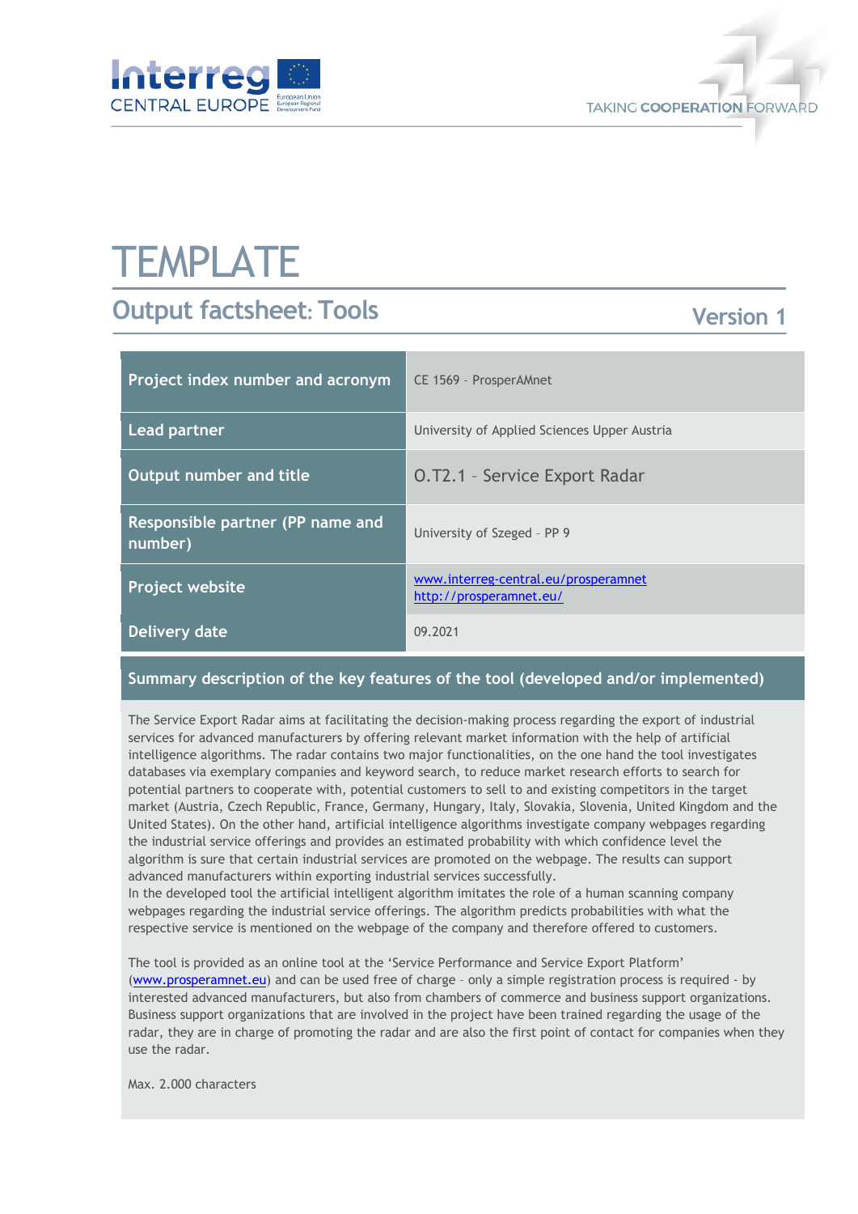# TEMPLATE

## Output factsheet: Tools

Version 1

| Project index number and acronym | CE 1569 – ProsperAMnet |
|---|---|
| Lead partner | University of Applied Sciences Upper Austria |
| Output number and title | O.T2.1 – Service Export Radar |
| Responsible partner (PP name and number) | University of Szeged – PP 9 |
| Project website | www.interreg-central.eu/prosperamnet<br>http://prosperamnet.eu/ |
| Delivery date | 09.2021 |

### Summary description of the key features of the tool (developed and/or implemented)

The Service Export Radar aims at facilitating the decision-making process regarding the export of industrial services for advanced manufacturers by offering relevant market information with the help of artificial intelligence algorithms. The radar contains two major functionalities, on the one hand the tool investigates databases via exemplary companies and keyword search, to reduce market research efforts to search for potential partners to cooperate with, potential customers to sell to and existing competitors in the target market (Austria, Czech Republic, France, Germany, Hungary, Italy, Slovakia, Slovenia, United Kingdom and the United States). On the other hand, artificial intelligence algorithms investigate company webpages regarding the industrial service offerings and provides an estimated probability with which confidence level the algorithm is sure that certain industrial services are promoted on the webpage. The results can support advanced manufacturers within exporting industrial services successfully.
In the developed tool the artificial intelligent algorithm imitates the role of a human scanning company webpages regarding the industrial service offerings. The algorithm predicts probabilities with what the respective service is mentioned on the webpage of the company and therefore offered to customers.

The tool is provided as an online tool at the 'Service Performance and Service Export Platform' (www.prosperamnet.eu) and can be used free of charge - only a simple registration process is required - by interested advanced manufacturers, but also from chambers of commerce and business support organizations. Business support organizations that are involved in the project have been trained regarding the usage of the radar, they are in charge of promoting the radar and are also the first point of contact for companies when they use the radar.

Max. 2.000 characters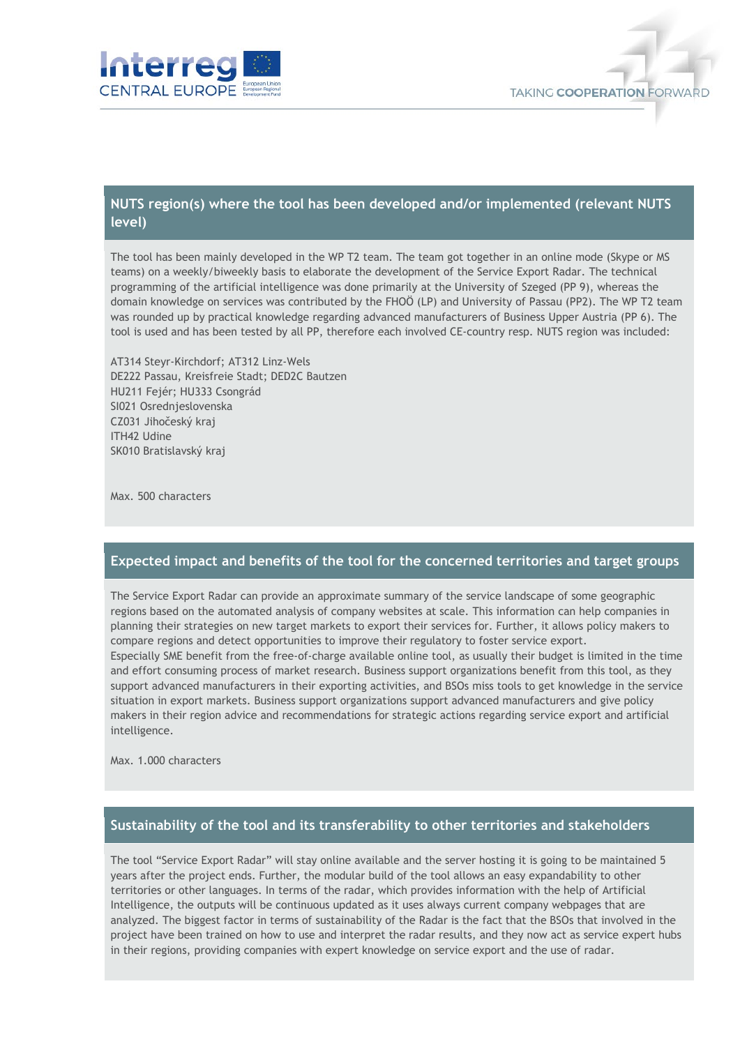## NUTS region(s) where the tool has been developed and/or implemented (relevant NUTS level)

The tool has been mainly developed in the WP T2 team. The team got together in an online mode (Skype or MS teams) on a weekly/biweekly basis to elaborate the development of the Service Export Radar. The technical programming of the artificial intelligence was done primarily at the University of Szeged (PP 9), whereas the domain knowledge on services was contributed by the FHOÖ (LP) and University of Passau (PP2). The WP T2 team was rounded up by practical knowledge regarding advanced manufacturers of Business Upper Austria (PP 6). The tool is used and has been tested by all PP, therefore each involved CE-country resp. NUTS region was included:

AT314 Steyr-Kirchdorf; AT312 Linz-Wels
DE222 Passau, Kreisfreie Stadt; DED2C Bautzen
HU211 Fejér; HU333 Csongrád
SI021 Osrednjeslovenska
CZ031 Jihočeský kraj
ITH42 Udine
SK010 Bratislavský kraj

Max. 500 characters

## Expected impact and benefits of the tool for the concerned territories and target groups

The Service Export Radar can provide an approximate summary of the service landscape of some geographic regions based on the automated analysis of company websites at scale. This information can help companies in planning their strategies on new target markets to export their services for. Further, it allows policy makers to compare regions and detect opportunities to improve their regulatory to foster service export.
Especially SME benefit from the free-of-charge available online tool, as usually their budget is limited in the time and effort consuming process of market research. Business support organizations benefit from this tool, as they support advanced manufacturers in their exporting activities, and BSOs miss tools to get knowledge in the service situation in export markets. Business support organizations support advanced manufacturers and give policy makers in their region advice and recommendations for strategic actions regarding service export and artificial intelligence.

Max. 1.000 characters

## Sustainability of the tool and its transferability to other territories and stakeholders

The tool "Service Export Radar" will stay online available and the server hosting it is going to be maintained 5 years after the project ends. Further, the modular build of the tool allows an easy expandability to other territories or other languages. In terms of the radar, which provides information with the help of Artificial Intelligence, the outputs will be continuous updated as it uses always current company webpages that are analyzed. The biggest factor in terms of sustainability of the Radar is the fact that the BSOs that involved in the project have been trained on how to use and interpret the radar results, and they now act as service expert hubs in their regions, providing companies with expert knowledge on service export and the use of radar.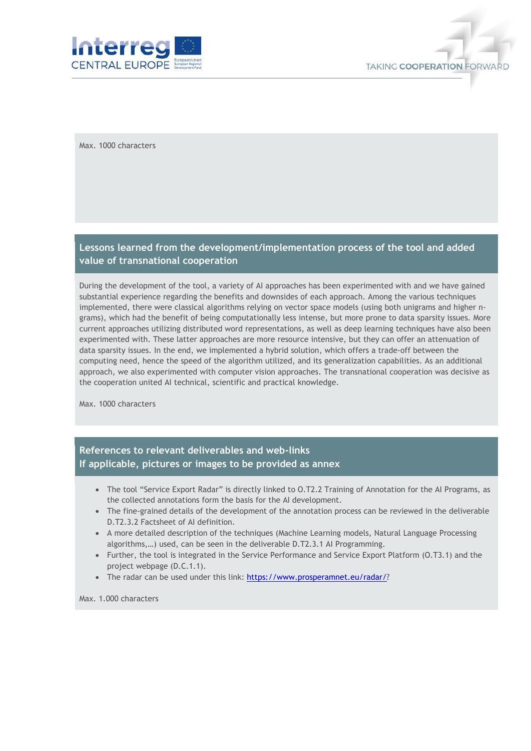Max. 1000 characters

## Lessons learned from the development/implementation process of the tool and added value of transnational cooperation

During the development of the tool, a variety of AI approaches has been experimented with and we have gained substantial experience regarding the benefits and downsides of each approach. Among the various techniques implemented, there were classical algorithms relying on vector space models (using both unigrams and higher n-grams), which had the benefit of being computationally less intense, but more prone to data sparsity issues. More current approaches utilizing distributed word representations, as well as deep learning techniques have also been experimented with. These latter approaches are more resource intensive, but they can offer an attenuation of data sparsity issues. In the end, we implemented a hybrid solution, which offers a trade-off between the computing need, hence the speed of the algorithm utilized, and its generalization capabilities. As an additional approach, we also experimented with computer vision approaches. The transnational cooperation was decisive as the cooperation united AI technical, scientific and practical knowledge.

Max. 1000 characters

## References to relevant deliverables and web-links
## If applicable, pictures or images to be provided as annex

- The tool "Service Export Radar" is directly linked to O.T2.2 Training of Annotation for the AI Programs, as the collected annotations form the basis for the AI development.
- The fine-grained details of the development of the annotation process can be reviewed in the deliverable D.T2.3.2 Factsheet of AI definition.
- A more detailed description of the techniques (Machine Learning models, Natural Language Processing algorithms,…) used, can be seen in the deliverable D.T2.3.1 AI Programming.
- Further, the tool is integrated in the Service Performance and Service Export Platform (O.T3.1) and the project webpage (D.C.1.1).
- The radar can be used under this link: https://www.prosperamnet.eu/radar/?

Max. 1.000 characters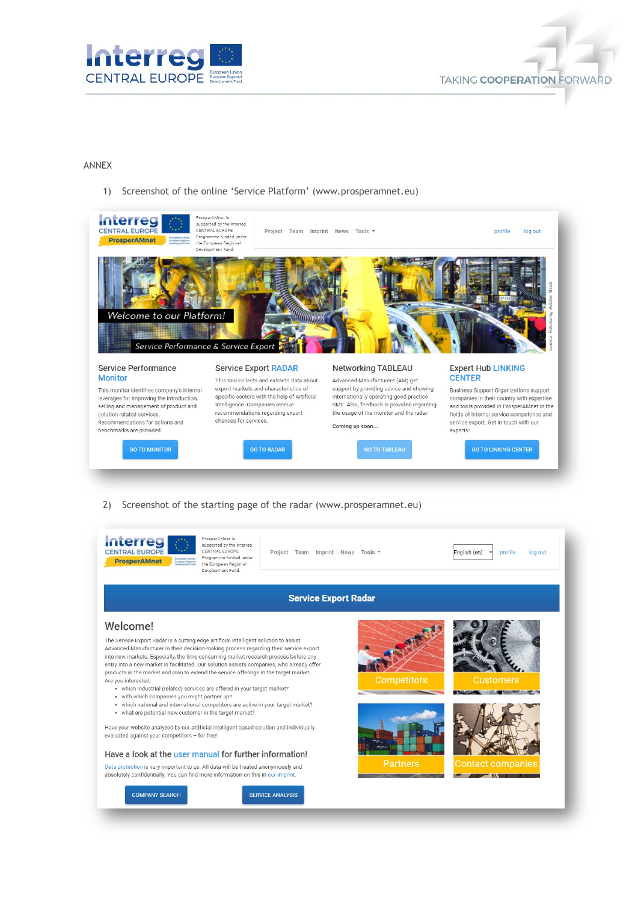ANNEX

1) Screenshot of the online 'Service Platform' (www.prosperamnet.eu)

2) Screenshot of the starting page of the radar (www.prosperamnet.eu)